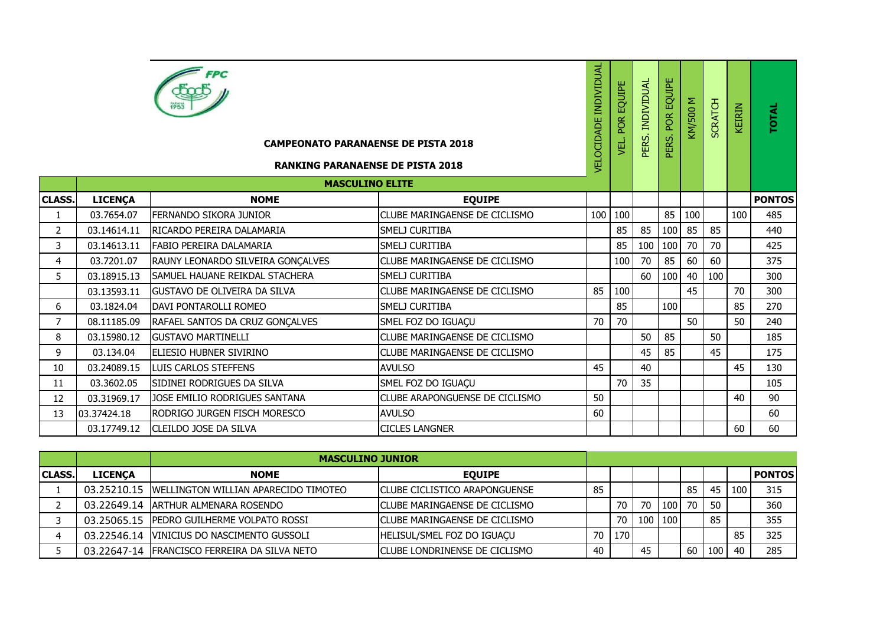**CAMPEONATO PARANAENSE DE PISTA 2018**

**RANKING PARANAENSE DE PISTA 2018**

| | | MASCULINO ELITE | | VELOCIDADE INDIVIDUAL | VEL. POR EQUIPE | PERS. INDIVIDUAL | PERS. POR EQUIPE | KM/500 M | SCRATCH | KEIRIN | TOTAL |
|---|---|---|---|---|---|---|---|---|---|---|---|
| **CLASS.** | **LICENÇA** | **NOME** | **EQUIPE** | | | | | | | | **PONTOS** |
| 1 | 03.7654.07 | FERNANDO SIKORA JUNIOR | CLUBE MARINGAENSE DE CICLISMO | 100 | 100 | | 85 | 100 | | 100 | 485 |
| 2 | 03.14614.11 | RICARDO PEREIRA DALAMARIA | SMELJ CURITIBA | | 85 | 85 | 100 | 85 | 85 | | 440 |
| 3 | 03.14613.11 | FABIO PEREIRA DALAMARIA | SMELJ CURITIBA | | 85 | 100 | 100 | 70 | 70 | | 425 |
| 4 | 03.7201.07 | RAUNY LEONARDO SILVEIRA GONÇALVES | CLUBE MARINGAENSE DE CICLISMO | | 100 | 70 | 85 | 60 | 60 | | 375 |
| 5 | 03.18915.13 | SAMUEL HAUANE REIKDAL STACHERA | SMELJ CURITIBA | | | 60 | 100 | 40 | 100 | | 300 |
| | 03.13593.11 | GUSTAVO DE OLIVEIRA DA SILVA | CLUBE MARINGAENSE DE CICLISMO | 85 | 100 | | | 45 | | 70 | 300 |
| 6 | 03.1824.04 | DAVI PONTAROLLI ROMEO | SMELJ CURITIBA | | 85 | | 100 | | | 85 | 270 |
| 7 | 08.11185.09 | RAFAEL SANTOS DA CRUZ GONÇALVES | SMEL FOZ DO IGUAÇU | 70 | 70 | | | 50 | | 50 | 240 |
| 8 | 03.15980.12 | GUSTAVO MARTINELLI | CLUBE MARINGAENSE DE CICLISMO | | | 50 | 85 | | 50 | | 185 |
| 9 | 03.134.04 | ELIESIO HUBNER SIVIRINO | CLUBE MARINGAENSE DE CICLISMO | | | 45 | 85 | | 45 | | 175 |
| 10 | 03.24089.15 | LUIS CARLOS STEFFENS | AVULSO | 45 | | 40 | | | | 45 | 130 |
| 11 | 03.3602.05 | SIDINEI RODRIGUES DA SILVA | SMEL FOZ DO IGUAÇU | | 70 | 35 | | | | | 105 |
| 12 | 03.31969.17 | JOSE EMILIO RODRIGUES SANTANA | CLUBE ARAPONGUENSE DE CICLISMO | 50 | | | | | | 40 | 90 |
| 13 | 03.37424.18 | RODRIGO JURGEN FISCH MORESCO | AVULSO | 60 | | | | | | | 60 |
| | 03.17749.12 | CLEILDO JOSE DA SILVA | CICLES LANGNER | | | | | | | 60 | 60 |

| | | MASCULINO JUNIOR | | | | | | | | | |
|---|---|---|---|---|---|---|---|---|---|---|---|
| **CLASS.** | **LICENÇA** | **NOME** | **EQUIPE** | | | | | | | | **PONTOS** |
| 1 | 03.25210.15 | WELLINGTON WILLIAN APARECIDO TIMOTEO | CLUBE CICLISTICO ARAPONGUENSE | 85 | | | | 85 | 45 | 100 | 315 |
| 2 | 03.22649.14 | ARTHUR ALMENARA ROSENDO | CLUBE MARINGAENSE DE CICLISMO | | 70 | 70 | 100 | 70 | 50 | | 360 |
| 3 | 03.25065.15 | PEDRO GUILHERME VOLPATO ROSSI | CLUBE MARINGAENSE DE CICLISMO | | 70 | 100 | 100 | | 85 | | 355 |
| 4 | 03.22546.14 | VINICIUS DO NASCIMENTO GUSSOLI | HELISUL/SMEL FOZ DO IGUAÇU | 70 | 170 | | | | | 85 | 325 |
| 5 | 03.22647-14 | FRANCISCO FERREIRA DA SILVA NETO | CLUBE LONDRINENSE DE CICLISMO | 40 | | 45 | | 60 | 100 | 40 | 285 |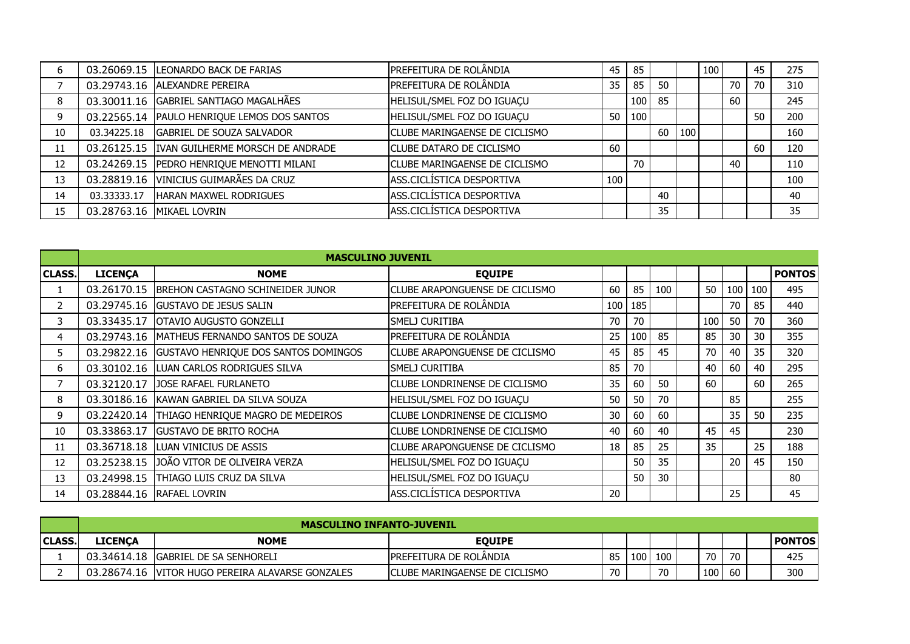| | | | | | | | | | | | |
|---|---|---|---|---|---|---|---|---|---|---|---|
| 6 | 03.26069.15 | LEONARDO BACK DE FARIAS | PREFEITURA DE ROLÂNDIA | 45 | 85 | | | 100 | | 45 | 275 |
| 7 | 03.29743.16 | ALEXANDRE PEREIRA | PREFEITURA DE ROLÂNDIA | 35 | 85 | 50 | | | 70 | 70 | 310 |
| 8 | 03.30011.16 | GABRIEL SANTIAGO MAGALHÃES | HELISUL/SMEL FOZ DO IGUAÇU | | 100 | 85 | | | 60 | | 245 |
| 9 | 03.22565.14 | PAULO HENRIQUE LEMOS DOS SANTOS | HELISUL/SMEL FOZ DO IGUAÇU | 50 | 100 | | | | | 50 | 200 |
| 10 | 03.34225.18 | GABRIEL DE SOUZA SALVADOR | CLUBE MARINGAENSE DE CICLISMO | | | 60 | 100 | | | | 160 |
| 11 | 03.26125.15 | IVAN GUILHERME MORSCH DE ANDRADE | CLUBE DATARO DE CICLISMO | 60 | | | | | | 60 | 120 |
| 12 | 03.24269.15 | PEDRO HENRIQUE MENOTTI MILANI | CLUBE MARINGAENSE DE CICLISMO | | 70 | | | | 40 | | 110 |
| 13 | 03.28819.16 | VINICIUS GUIMARÃES DA CRUZ | ASS.CICLÍSTICA DESPORTIVA | 100 | | | | | | | 100 |
| 14 | 03.33333.17 | HARAN MAXWEL RODRIGUES | ASS.CICLÍSTICA DESPORTIVA | | | 40 | | | | | 40 |
| 15 | 03.28763.16 | MIKAEL LOVRIN | ASS.CICLÍSTICA DESPORTIVA | | | 35 | | | | | 35 |

| | MASCULINO JUVENIL | | | | | | | | | | |
|---|---|---|---|---|---|---|---|---|---|---|---|
| **CLASS.** | **LICENÇA** | **NOME** | **EQUIPE** | | | | | | | | **PONTOS** |
| 1 | 03.26170.15 | BREHON CASTAGNO SCHINEIDER JUNOR | CLUBE ARAPONGUENSE DE CICLISMO | 60 | 85 | 100 | | 50 | 100 | 100 | 495 |
| 2 | 03.29745.16 | GUSTAVO DE JESUS SALIN | PREFEITURA DE ROLÂNDIA | 100 | 185 | | | | 70 | 85 | 440 |
| 3 | 03.33435.17 | OTAVIO AUGUSTO GONZELLI | SMELJ CURITIBA | 70 | 70 | | | 100 | 50 | 70 | 360 |
| 4 | 03.29743.16 | MATHEUS FERNANDO SANTOS DE SOUZA | PREFEITURA DE ROLÂNDIA | 25 | 100 | 85 | | 85 | 30 | 30 | 355 |
| 5 | 03.29822.16 | GUSTAVO HENRIQUE DOS SANTOS DOMINGOS | CLUBE ARAPONGUENSE DE CICLISMO | 45 | 85 | 45 | | 70 | 40 | 35 | 320 |
| 6 | 03.30102.16 | LUAN CARLOS RODRIGUES SILVA | SMELJ CURITIBA | 85 | 70 | | | 40 | 60 | 40 | 295 |
| 7 | 03.32120.17 | JOSE RAFAEL FURLANETO | CLUBE LONDRINENSE DE CICLISMO | 35 | 60 | 50 | | 60 | | 60 | 265 |
| 8 | 03.30186.16 | KAWAN GABRIEL DA SILVA SOUZA | HELISUL/SMEL FOZ DO IGUAÇU | 50 | 50 | 70 | | | 85 | | 255 |
| 9 | 03.22420.14 | THIAGO HENRIQUE MAGRO DE MEDEIROS | CLUBE LONDRINENSE DE CICLISMO | 30 | 60 | 60 | | | 35 | 50 | 235 |
| 10 | 03.33863.17 | GUSTAVO DE BRITO ROCHA | CLUBE LONDRINENSE DE CICLISMO | 40 | 60 | 40 | | 45 | 45 | | 230 |
| 11 | 03.36718.18 | LUAN VINICIUS DE ASSIS | CLUBE ARAPONGUENSE DE CICLISMO | 18 | 85 | 25 | | 35 | | 25 | 188 |
| 12 | 03.25238.15 | JOÃO VITOR DE OLIVEIRA VERZA | HELISUL/SMEL FOZ DO IGUAÇU | | 50 | 35 | | | 20 | 45 | 150 |
| 13 | 03.24998.15 | THIAGO LUIS CRUZ DA SILVA | HELISUL/SMEL FOZ DO IGUAÇU | | 50 | 30 | | | | | 80 |
| 14 | 03.28844.16 | RAFAEL LOVRIN | ASS.CICLÍSTICA DESPORTIVA | 20 | | | | | 25 | | 45 |

| | MASCULINO INFANTO-JUVENIL | | | | | | | | | | |
|---|---|---|---|---|---|---|---|---|---|---|---|
| **CLASS.** | **LICENÇA** | **NOME** | **EQUIPE** | | | | | | | | **PONTOS** |
| 1 | 03.34614.18 | GABRIEL DE SA SENHORELI | PREFEITURA DE ROLÂNDIA | 85 | 100 | 100 | | 70 | 70 | | 425 |
| 2 | 03.28674.16 | VITOR HUGO PEREIRA ALAVARSE GONZALES | CLUBE MARINGAENSE DE CICLISMO | 70 | | 70 | | 100 | 60 | | 300 |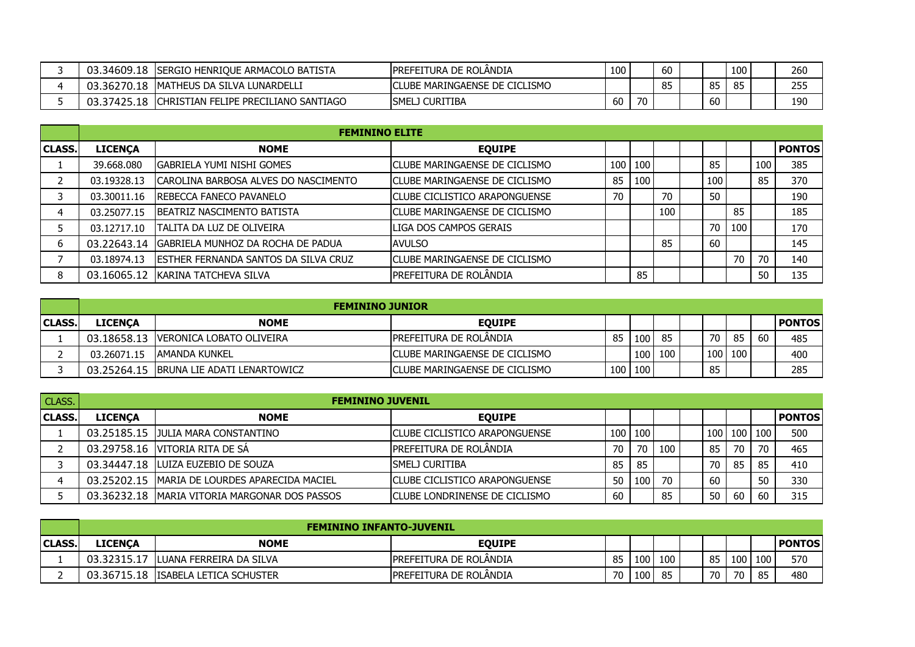| | | | | | | | | | | | |
|---|---|---|---|---|---|---|---|---|---|---|---|
| 3 | 03.34609.18 | SERGIO HENRIQUE ARMACOLO BATISTA | PREFEITURA DE ROLÂNDIA | 100 | | 60 | | | 100 | | 260 |
| 4 | 03.36270.18 | MATHEUS DA SILVA LUNARDELLI | CLUBE MARINGAENSE DE CICLISMO | | | 85 | | 85 | 85 | | 255 |
| 5 | 03.37425.18 | CHRISTIAN FELIPE PRECILIANO SANTIAGO | SMELJ CURITIBA | 60 | 70 | | | 60 | | | 190 |

| | **FEMININO ELITE** | | | | | | | | | | |
|---|---|---|---|---|---|---|---|---|---|---|---|
| **CLASS.** | **LICENÇA** | **NOME** | **EQUIPE** | | | | | | | | **PONTOS** |
| 1 | 39.668.080 | GABRIELA YUMI NISHI GOMES | CLUBE MARINGAENSE DE CICLISMO | 100 | 100 | | | 85 | | 100 | 385 |
| 2 | 03.19328.13 | CAROLINA BARBOSA ALVES DO NASCIMENTO | CLUBE MARINGAENSE DE CICLISMO | 85 | 100 | | | 100 | | 85 | 370 |
| 3 | 03.30011.16 | REBECCA FANECO PAVANELO | CLUBE CICLISTICO ARAPONGUENSE | 70 | | 70 | | 50 | | | 190 |
| 4 | 03.25077.15 | BEATRIZ NASCIMENTO BATISTA | CLUBE MARINGAENSE DE CICLISMO | | | 100 | | | 85 | | 185 |
| 5 | 03.12717.10 | TALITA DA LUZ DE OLIVEIRA | LIGA DOS CAMPOS GERAIS | | | | | 70 | 100 | | 170 |
| 6 | 03.22643.14 | GABRIELA MUNHOZ DA ROCHA DE PADUA | AVULSO | | | 85 | | 60 | | | 145 |
| 7 | 03.18974.13 | ESTHER FERNANDA SANTOS DA SILVA CRUZ | CLUBE MARINGAENSE DE CICLISMO | | | | | | 70 | 70 | 140 |
| 8 | 03.16065.12 | KARINA TATCHEVA SILVA | PREFEITURA DE ROLÂNDIA | | 85 | | | | | 50 | 135 |

| | **FEMININO JUNIOR** | | | | | | | | | | |
|---|---|---|---|---|---|---|---|---|---|---|---|
| **CLASS.** | **LICENÇA** | **NOME** | **EQUIPE** | | | | | | | | **PONTOS** |
| 1 | 03.18658.13 | VERONICA LOBATO OLIVEIRA | PREFEITURA DE ROLÂNDIA | 85 | 100 | 85 | | 70 | 85 | 60 | 485 |
| 2 | 03.26071.15 | AMANDA KUNKEL | CLUBE MARINGAENSE DE CICLISMO | | 100 | 100 | | 100 | 100 | | 400 |
| 3 | 03.25264.15 | BRUNA LIE ADATI LENARTOWICZ | CLUBE MARINGAENSE DE CICLISMO | 100 | 100 | | | 85 | | | 285 |

| CLASS. | **FEMININO JUVENIL** | | | | | | | | | | |
|---|---|---|---|---|---|---|---|---|---|---|---|
| **CLASS.** | **LICENÇA** | **NOME** | **EQUIPE** | | | | | | | | **PONTOS** |
| 1 | 03.25185.15 | JULIA MARA CONSTANTINO | CLUBE CICLISTICO ARAPONGUENSE | 100 | 100 | | | 100 | 100 | 100 | 500 |
| 2 | 03.29758.16 | VITORIA RITA DE SÁ | PREFEITURA DE ROLÂNDIA | 70 | 70 | 100 | | 85 | 70 | 70 | 465 |
| 3 | 03.34447.18 | LUIZA EUZEBIO DE SOUZA | SMELJ CURITIBA | 85 | 85 | | | 70 | 85 | 85 | 410 |
| 4 | 03.25202.15 | MARIA DE LOURDES APARECIDA MACIEL | CLUBE CICLISTICO ARAPONGUENSE | 50 | 100 | 70 | | 60 | | 50 | 330 |
| 5 | 03.36232.18 | MARIA VITORIA MARGONAR DOS PASSOS | CLUBE LONDRINENSE DE CICLISMO | 60 | | 85 | | 50 | 60 | 60 | 315 |

| | **FEMININO INFANTO-JUVENIL** | | | | | | | | | | |
|---|---|---|---|---|---|---|---|---|---|---|---|
| **CLASS.** | **LICENÇA** | **NOME** | **EQUIPE** | | | | | | | | **PONTOS** |
| 1 | 03.32315.17 | LUANA FERREIRA DA SILVA | PREFEITURA DE ROLÂNDIA | 85 | 100 | 100 | | 85 | 100 | 100 | 570 |
| 2 | 03.36715.18 | ISABELA LETICA SCHUSTER | PREFEITURA DE ROLÂNDIA | 70 | 100 | 85 | | 70 | 70 | 85 | 480 |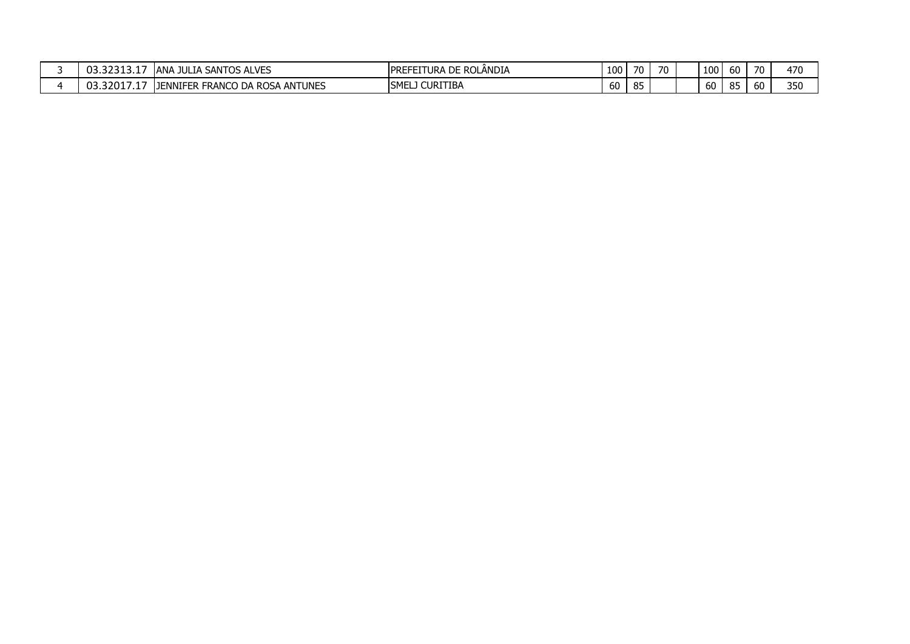| | | | | | | | | | | | |
|---|---|---|---|---|---|---|---|---|---|---|---|
| 3 | 03.32313.17 | ANA JULIA SANTOS ALVES | PREFEITURA DE ROLÂNDIA | 100 | 70 | 70 | | 100 | 60 | 70 | 470 |
| 4 | 03.32017.17 | JENNIFER FRANCO DA ROSA ANTUNES | SMELJ CURITIBA | 60 | 85 | | | 60 | 85 | 60 | 350 |